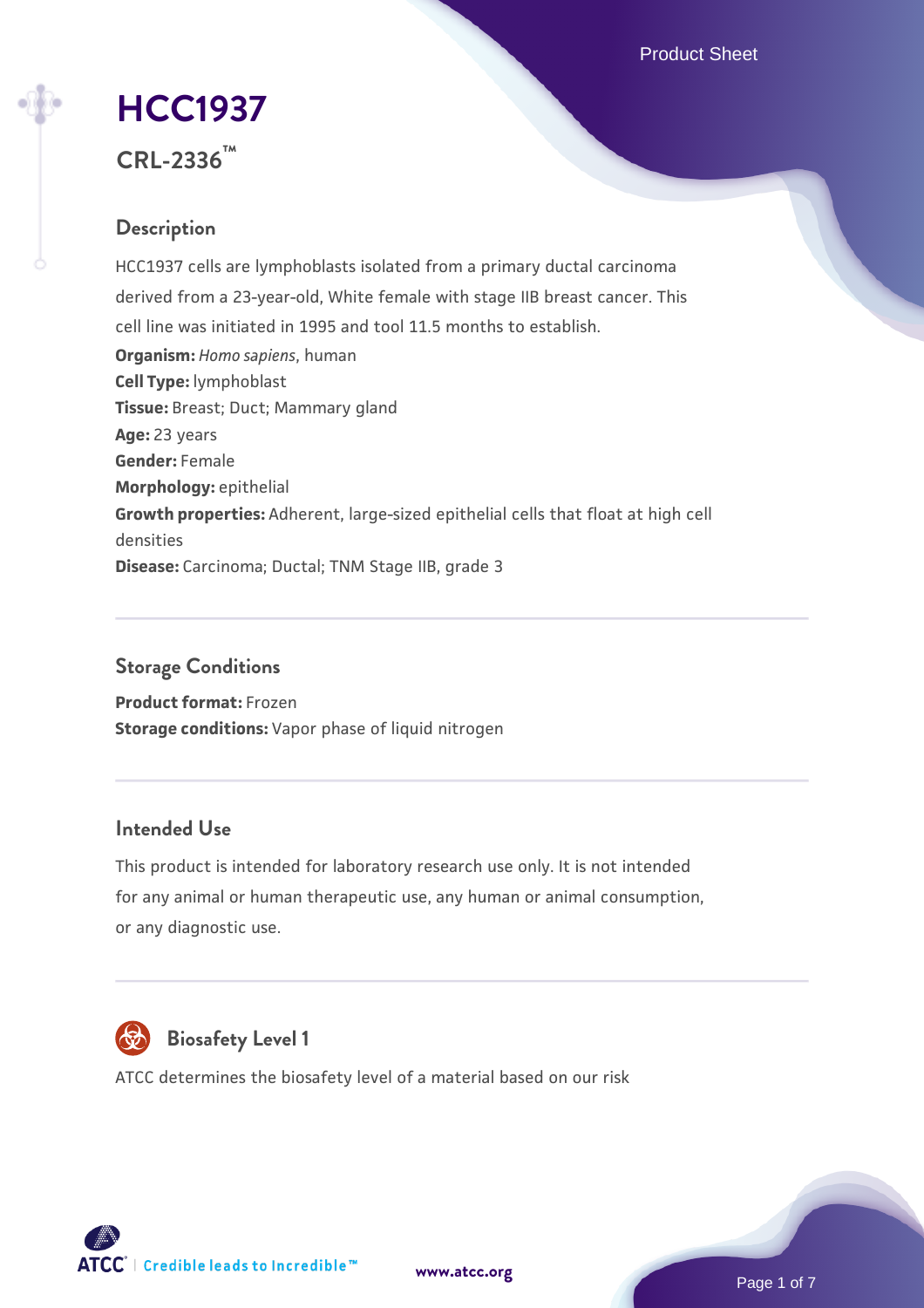# HCC1937

**CRL-2336™**

## Description

HCC1937 cells are lymphoblasts isolated from a primary ductal carcinoma derived from a 23-year-old, White female with stage IIB breast cancer. This cell line was initiated in 1995 and tool 11.5 months to establish.

**Organism:** *Homo sapiens*, human
**Cell Type:** lymphoblast
**Tissue:** Breast; Duct; Mammary gland
**Age:** 23 years
**Gender:** Female
**Morphology:** epithelial
**Growth properties:** Adherent, large-sized epithelial cells that float at high cell densities
**Disease:** Carcinoma; Ductal; TNM Stage IIB, grade 3

## Storage Conditions

**Product format:** Frozen
**Storage conditions:** Vapor phase of liquid nitrogen

## Intended Use

This product is intended for laboratory research use only. It is not intended for any animal or human therapeutic use, any human or animal consumption, or any diagnostic use.

## Biosafety Level 1

ATCC determines the biosafety level of a material based on our risk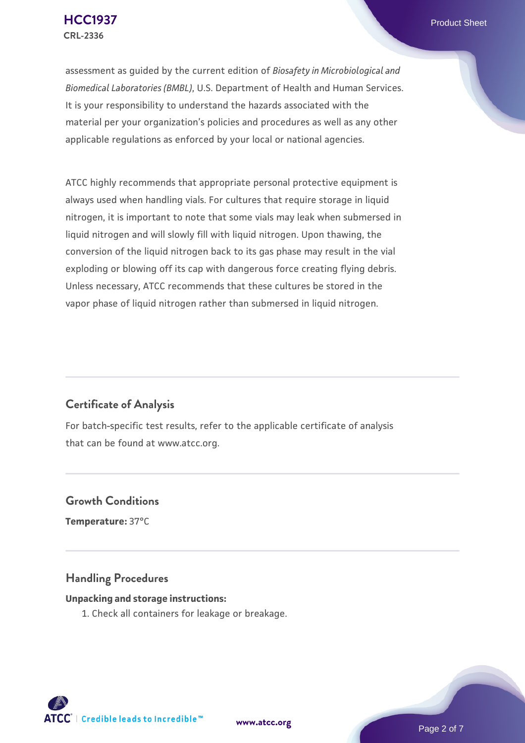assessment as guided by the current edition of *Biosafety in Microbiological and Biomedical Laboratories (BMBL)*, U.S. Department of Health and Human Services. It is your responsibility to understand the hazards associated with the material per your organization's policies and procedures as well as any other applicable regulations as enforced by your local or national agencies.

ATCC highly recommends that appropriate personal protective equipment is always used when handling vials. For cultures that require storage in liquid nitrogen, it is important to note that some vials may leak when submersed in liquid nitrogen and will slowly fill with liquid nitrogen. Upon thawing, the conversion of the liquid nitrogen back to its gas phase may result in the vial exploding or blowing off its cap with dangerous force creating flying debris. Unless necessary, ATCC recommends that these cultures be stored in the vapor phase of liquid nitrogen rather than submersed in liquid nitrogen.

## Certificate of Analysis

For batch-specific test results, refer to the applicable certificate of analysis that can be found at www.atcc.org.

## Growth Conditions

**Temperature:** 37°C

## Handling Procedures

**Unpacking and storage instructions:**

1. Check all containers for leakage or breakage.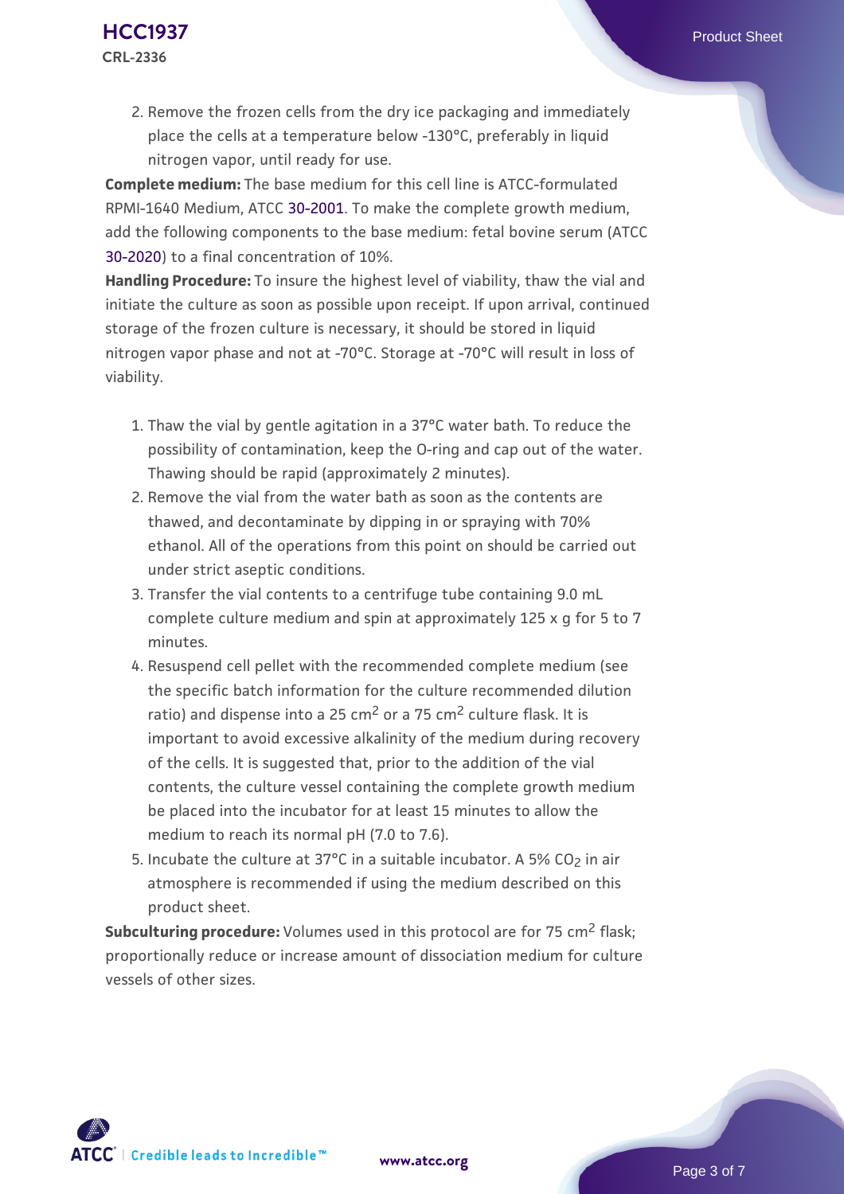2. Remove the frozen cells from the dry ice packaging and immediately place the cells at a temperature below -130°C, preferably in liquid nitrogen vapor, until ready for use.

**Complete medium:** The base medium for this cell line is ATCC-formulated RPMI-1640 Medium, ATCC 30-2001. To make the complete growth medium, add the following components to the base medium: fetal bovine serum (ATCC 30-2020) to a final concentration of 10%.

**Handling Procedure:** To insure the highest level of viability, thaw the vial and initiate the culture as soon as possible upon receipt. If upon arrival, continued storage of the frozen culture is necessary, it should be stored in liquid nitrogen vapor phase and not at -70°C. Storage at -70°C will result in loss of viability.

1. Thaw the vial by gentle agitation in a 37°C water bath. To reduce the possibility of contamination, keep the O-ring and cap out of the water. Thawing should be rapid (approximately 2 minutes).
2. Remove the vial from the water bath as soon as the contents are thawed, and decontaminate by dipping in or spraying with 70% ethanol. All of the operations from this point on should be carried out under strict aseptic conditions.
3. Transfer the vial contents to a centrifuge tube containing 9.0 mL complete culture medium and spin at approximately 125 x g for 5 to 7 minutes.
4. Resuspend cell pellet with the recommended complete medium (see the specific batch information for the culture recommended dilution ratio) and dispense into a 25 $cm^2$ or a 75 $cm^2$ culture flask. It is important to avoid excessive alkalinity of the medium during recovery of the cells. It is suggested that, prior to the addition of the vial contents, the culture vessel containing the complete growth medium be placed into the incubator for at least 15 minutes to allow the medium to reach its normal pH (7.0 to 7.6).
5. Incubate the culture at 37°C in a suitable incubator. A 5% $CO_2$ in air atmosphere is recommended if using the medium described on this product sheet.

**Subculturing procedure:** Volumes used in this protocol are for 75 $cm^2$ flask; proportionally reduce or increase amount of dissociation medium for culture vessels of other sizes.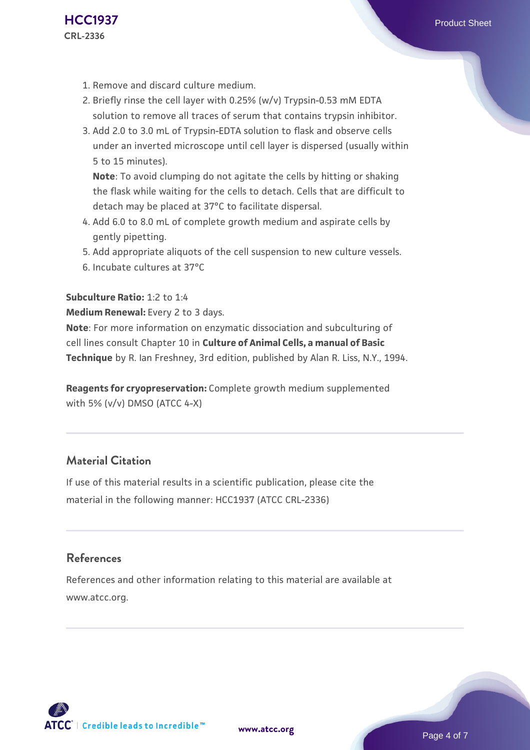1. Remove and discard culture medium.
2. Briefly rinse the cell layer with 0.25% (w/v) Trypsin-0.53 mM EDTA solution to remove all traces of serum that contains trypsin inhibitor.
3. Add 2.0 to 3.0 mL of Trypsin-EDTA solution to flask and observe cells under an inverted microscope until cell layer is dispersed (usually within 5 to 15 minutes).

   **Note**: To avoid clumping do not agitate the cells by hitting or shaking the flask while waiting for the cells to detach. Cells that are difficult to detach may be placed at 37°C to facilitate dispersal.
4. Add 6.0 to 8.0 mL of complete growth medium and aspirate cells by gently pipetting.
5. Add appropriate aliquots of the cell suspension to new culture vessels.
6. Incubate cultures at 37°C

**Subculture Ratio:** 1:2 to 1:4

**Medium Renewal:** Every 2 to 3 days.

**Note**: For more information on enzymatic dissociation and subculturing of cell lines consult Chapter 10 in **Culture of Animal Cells, a manual of Basic Technique** by R. Ian Freshney, 3rd edition, published by Alan R. Liss, N.Y., 1994.

**Reagents for cryopreservation:** Complete growth medium supplemented with 5% (v/v) DMSO (ATCC 4-X)

## Material Citation

If use of this material results in a scientific publication, please cite the material in the following manner: HCC1937 (ATCC CRL-2336)

## References

References and other information relating to this material are available at www.atcc.org.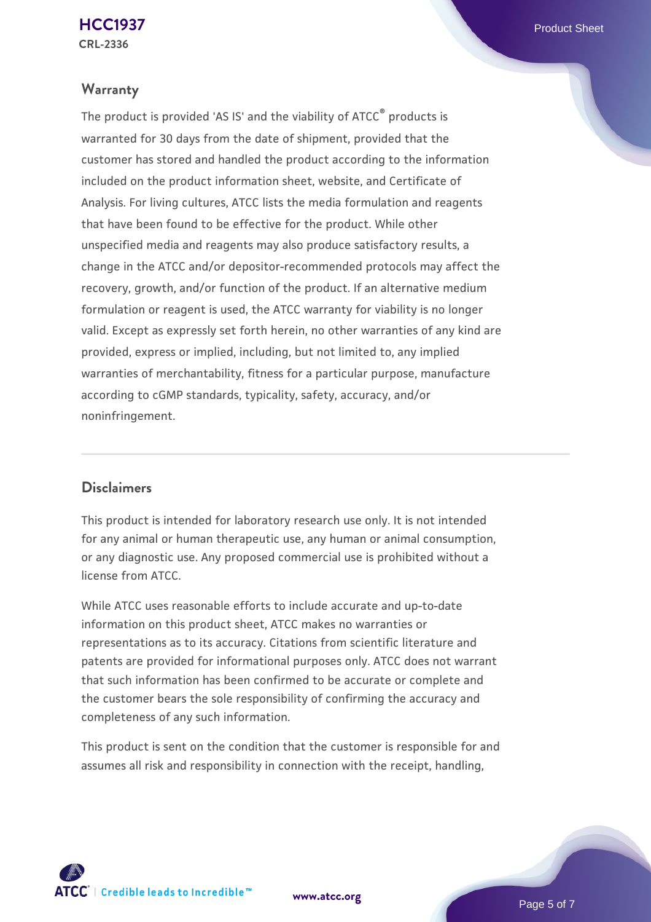## Warranty

The product is provided 'AS IS' and the viability of ATCC® products is warranted for 30 days from the date of shipment, provided that the customer has stored and handled the product according to the information included on the product information sheet, website, and Certificate of Analysis. For living cultures, ATCC lists the media formulation and reagents that have been found to be effective for the product. While other unspecified media and reagents may also produce satisfactory results, a change in the ATCC and/or depositor-recommended protocols may affect the recovery, growth, and/or function of the product. If an alternative medium formulation or reagent is used, the ATCC warranty for viability is no longer valid. Except as expressly set forth herein, no other warranties of any kind are provided, express or implied, including, but not limited to, any implied warranties of merchantability, fitness for a particular purpose, manufacture according to cGMP standards, typicality, safety, accuracy, and/or noninfringement.

## Disclaimers

This product is intended for laboratory research use only. It is not intended for any animal or human therapeutic use, any human or animal consumption, or any diagnostic use. Any proposed commercial use is prohibited without a license from ATCC.

While ATCC uses reasonable efforts to include accurate and up-to-date information on this product sheet, ATCC makes no warranties or representations as to its accuracy. Citations from scientific literature and patents are provided for informational purposes only. ATCC does not warrant that such information has been confirmed to be accurate or complete and the customer bears the sole responsibility of confirming the accuracy and completeness of any such information.

This product is sent on the condition that the customer is responsible for and assumes all risk and responsibility in connection with the receipt, handling,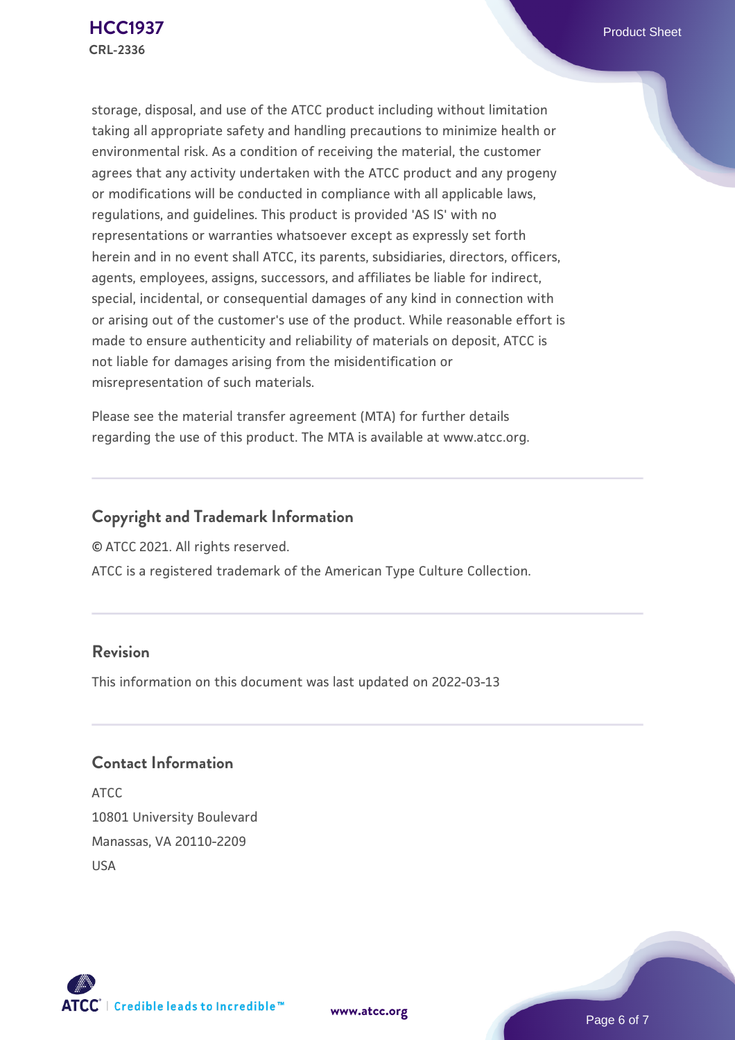storage, disposal, and use of the ATCC product including without limitation taking all appropriate safety and handling precautions to minimize health or environmental risk. As a condition of receiving the material, the customer agrees that any activity undertaken with the ATCC product and any progeny or modifications will be conducted in compliance with all applicable laws, regulations, and guidelines. This product is provided 'AS IS' with no representations or warranties whatsoever except as expressly set forth herein and in no event shall ATCC, its parents, subsidiaries, directors, officers, agents, employees, assigns, successors, and affiliates be liable for indirect, special, incidental, or consequential damages of any kind in connection with or arising out of the customer's use of the product. While reasonable effort is made to ensure authenticity and reliability of materials on deposit, ATCC is not liable for damages arising from the misidentification or misrepresentation of such materials.

Please see the material transfer agreement (MTA) for further details regarding the use of this product. The MTA is available at www.atcc.org.

## Copyright and Trademark Information

© ATCC 2021. All rights reserved.

ATCC is a registered trademark of the American Type Culture Collection.

## Revision

This information on this document was last updated on 2022-03-13

## Contact Information

ATCC
10801 University Boulevard
Manassas, VA 20110-2209
USA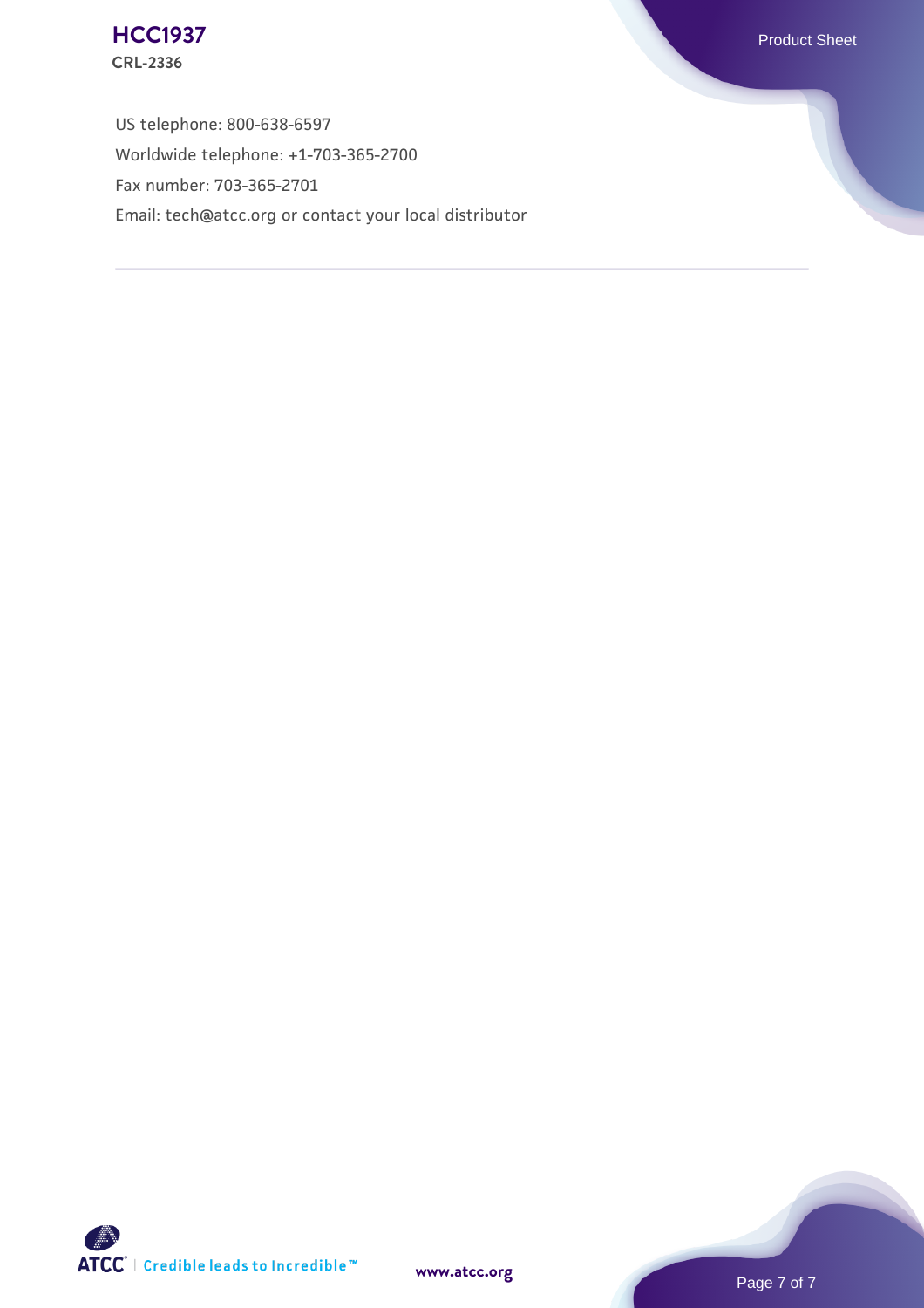US telephone: 800-638-6597

Worldwide telephone: +1-703-365-2700

Fax number: 703-365-2701

Email: tech@atcc.org or contact your local distributor